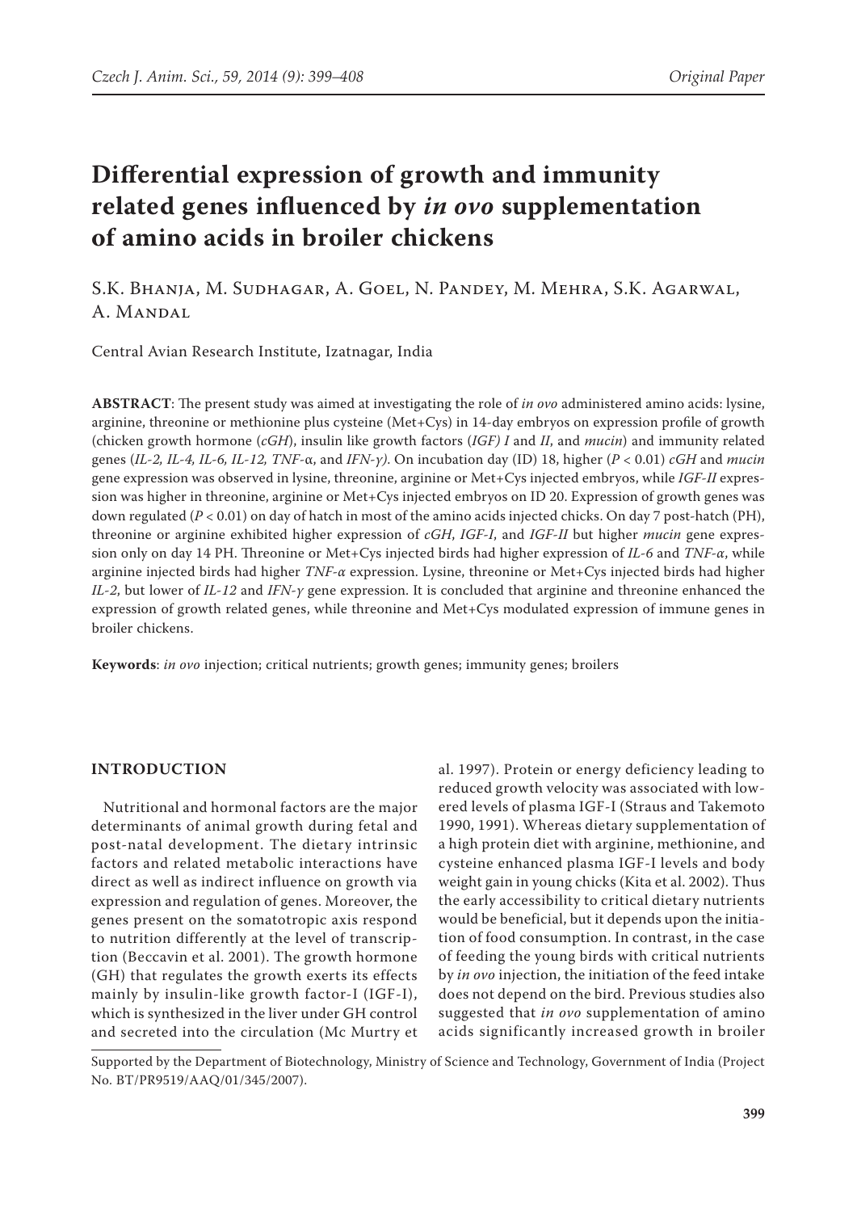# Differential expression of growth and immunity related genes influenced by *in ovo* supplementation of amino acids in broiler chickens

S.K. Bhanja, M. Sudhagar, A. Goel, N. Pandey, M. Mehra, S.K. Agarwal, A. Mandal

Central Avian Research Institute, Izatnagar, India

**ABSTRACT**: The present study was aimed at investigating the role of *in ovo* administered amino acids: lysine, arginine, threonine or methionine plus cysteine (Met+Cys) in 14-day embryos on expression profile of growth (chicken growth hormone (*cGH*), insulin like growth factors (*IGF) I* and *II*, and *mucin*) and immunity related genes (*IL-2, IL-4, IL-6, IL-12, TNF*-α, and *IFN-γ)*. On incubation day (ID) 18, higher ($P < 0.01$) *cGH* and *mucin* gene expression was observed in lysine, threonine, arginine or Met+Cys injected embryos, while *IGF-II* expression was higher in threonine, arginine or Met+Cys injected embryos on ID 20. Expression of growth genes was down regulated ($P < 0.01$) on day of hatch in most of the amino acids injected chicks. On day 7 post-hatch (PH), threonine or arginine exhibited higher expression of *cGH*, *IGF-I*, and *IGF-II* but higher *mucin* gene expression only on day 14 PH. Threonine or Met+Cys injected birds had higher expression of *IL-6* and *TNF-α*, while arginine injected birds had higher *TNF-α* expression. Lysine, threonine or Met+Cys injected birds had higher *IL-2*, but lower of *IL-12* and *IFN-γ* gene expression. It is concluded that arginine and threonine enhanced the expression of growth related genes, while threonine and Met+Cys modulated expression of immune genes in broiler chickens.

**Keywords**: *in ovo* injection; critical nutrients; growth genes; immunity genes; broilers

## INTRODUCTION

Nutritional and hormonal factors are the major determinants of animal growth during fetal and post-natal development. The dietary intrinsic factors and related metabolic interactions have direct as well as indirect influence on growth via expression and regulation of genes. Moreover, the genes present on the somatotropic axis respond to nutrition differently at the level of transcription (Beccavin et al. 2001). The growth hormone (GH) that regulates the growth exerts its effects mainly by insulin-like growth factor-I (IGF-I), which is synthesized in the liver under GH control and secreted into the circulation (Mc Murtry et al. 1997). Protein or energy deficiency leading to reduced growth velocity was associated with lowered levels of plasma IGF-I (Straus and Takemoto 1990, 1991). Whereas dietary supplementation of a high protein diet with arginine, methionine, and cysteine enhanced plasma IGF-I levels and body weight gain in young chicks (Kita et al. 2002). Thus the early accessibility to critical dietary nutrients would be beneficial, but it depends upon the initiation of food consumption. In contrast, in the case of feeding the young birds with critical nutrients by *in ovo* injection, the initiation of the feed intake does not depend on the bird. Previous studies also suggested that *in ovo* supplementation of amino acids significantly increased growth in broiler

Supported by the Department of Biotechnology, Ministry of Science and Technology, Government of India (Project No. BT/PR9519/AAQ/01/345/2007).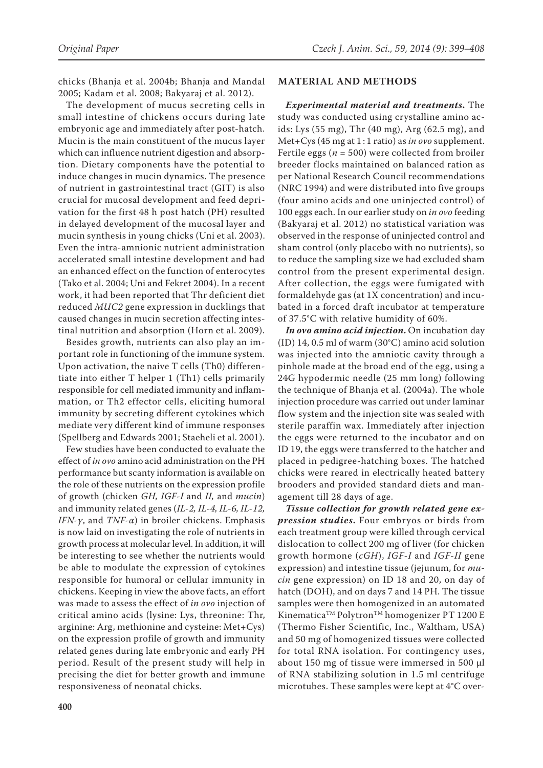chicks (Bhanja et al. 2004b; Bhanja and Mandal 2005; Kadam et al. 2008; Bakyaraj et al. 2012).

The development of mucus secreting cells in small intestine of chickens occurs during late embryonic age and immediately after post-hatch. Mucin is the main constituent of the mucus layer which can influence nutrient digestion and absorption. Dietary components have the potential to induce changes in mucin dynamics. The presence of nutrient in gastrointestinal tract (GIT) is also crucial for mucosal development and feed deprivation for the first 48 h post hatch (PH) resulted in delayed development of the mucosal layer and mucin synthesis in young chicks (Uni et al. 2003). Even the intra-amnionic nutrient administration accelerated small intestine development and had an enhanced effect on the function of enterocytes (Tako et al. 2004; Uni and Fekret 2004). In a recent work, it had been reported that Thr deficient diet reduced *MUC2* gene expression in ducklings that caused changes in mucin secretion affecting intestinal nutrition and absorption (Horn et al. 2009).

Besides growth, nutrients can also play an important role in functioning of the immune system. Upon activation, the naive T cells (Th0) differentiate into either T helper 1 (Th1) cells primarily responsible for cell mediated immunity and inflammation, or Th2 effector cells, eliciting humoral immunity by secreting different cytokines which mediate very different kind of immune responses (Spellberg and Edwards 2001; Staeheli et al. 2001).

Few studies have been conducted to evaluate the effect of *in ovo* amino acid administration on the PH performance but scanty information is available on the role of these nutrients on the expression profile of growth (chicken *GH, IGF-I* and *II,* and *mucin*) and immunity related genes (*IL-2, IL-4, IL-6, IL-12, IFN-γ*, and *TNF-α*) in broiler chickens. Emphasis is now laid on investigating the role of nutrients in growth process at molecular level. In addition, it will be interesting to see whether the nutrients would be able to modulate the expression of cytokines responsible for humoral or cellular immunity in chickens. Keeping in view the above facts, an effort was made to assess the effect of *in ovo* injection of critical amino acids (lysine: Lys, threonine: Thr, arginine: Arg, methionine and cysteine: Met+Cys) on the expression profile of growth and immunity related genes during late embryonic and early PH period. Result of the present study will help in precising the diet for better growth and immune responsiveness of neonatal chicks.

## MATERIAL AND METHODS

***Experimental material and treatments.*** The study was conducted using crystalline amino acids: Lys (55 mg), Thr (40 mg), Arg (62.5 mg), and Met+Cys (45 mg at 1 : 1 ratio) as *in ovo* supplement. Fertile eggs ($n$ = 500) were collected from broiler breeder flocks maintained on balanced ration as per National Research Council recommendations (NRC 1994) and were distributed into five groups (four amino acids and one uninjected control) of 100 eggs each. In our earlier study on *in ovo* feeding (Bakyaraj et al. 2012) no statistical variation was observed in the response of uninjected control and sham control (only placebo with no nutrients), so to reduce the sampling size we had excluded sham control from the present experimental design. After collection, the eggs were fumigated with formaldehyde gas (at 1X concentration) and incubated in a forced draft incubator at temperature of 37.5°C with relative humidity of 60%.

***In ovo amino acid injection.*** On incubation day (ID) 14, 0.5 ml of warm (30°C) amino acid solution was injected into the amniotic cavity through a pinhole made at the broad end of the egg, using a 24G hypodermic needle (25 mm long) following the technique of Bhanja et al. (2004a). The whole injection procedure was carried out under laminar flow system and the injection site was sealed with sterile paraffin wax. Immediately after injection the eggs were returned to the incubator and on ID 19, the eggs were transferred to the hatcher and placed in pedigree-hatching boxes. The hatched chicks were reared in electrically heated battery brooders and provided standard diets and management till 28 days of age.

***Tissue collection for growth related gene expression studies.*** Four embryos or birds from each treatment group were killed through cervical dislocation to collect 200 mg of liver (for chicken growth hormone (*cGH*), *IGF-I* and *IGF-II* gene expression) and intestine tissue (jejunum, for *mucin* gene expression) on ID 18 and 20, on day of hatch (DOH), and on days 7 and 14 PH. The tissue samples were then homogenized in an automated Kinematica™ Polytron™ homogenizer PT 1200 E (Thermo Fisher Scientific, Inc., Waltham, USA) and 50 mg of homogenized tissues were collected for total RNA isolation. For contingency uses, about 150 mg of tissue were immersed in 500 μl of RNA stabilizing solution in 1.5 ml centrifuge microtubes. These samples were kept at 4°C over-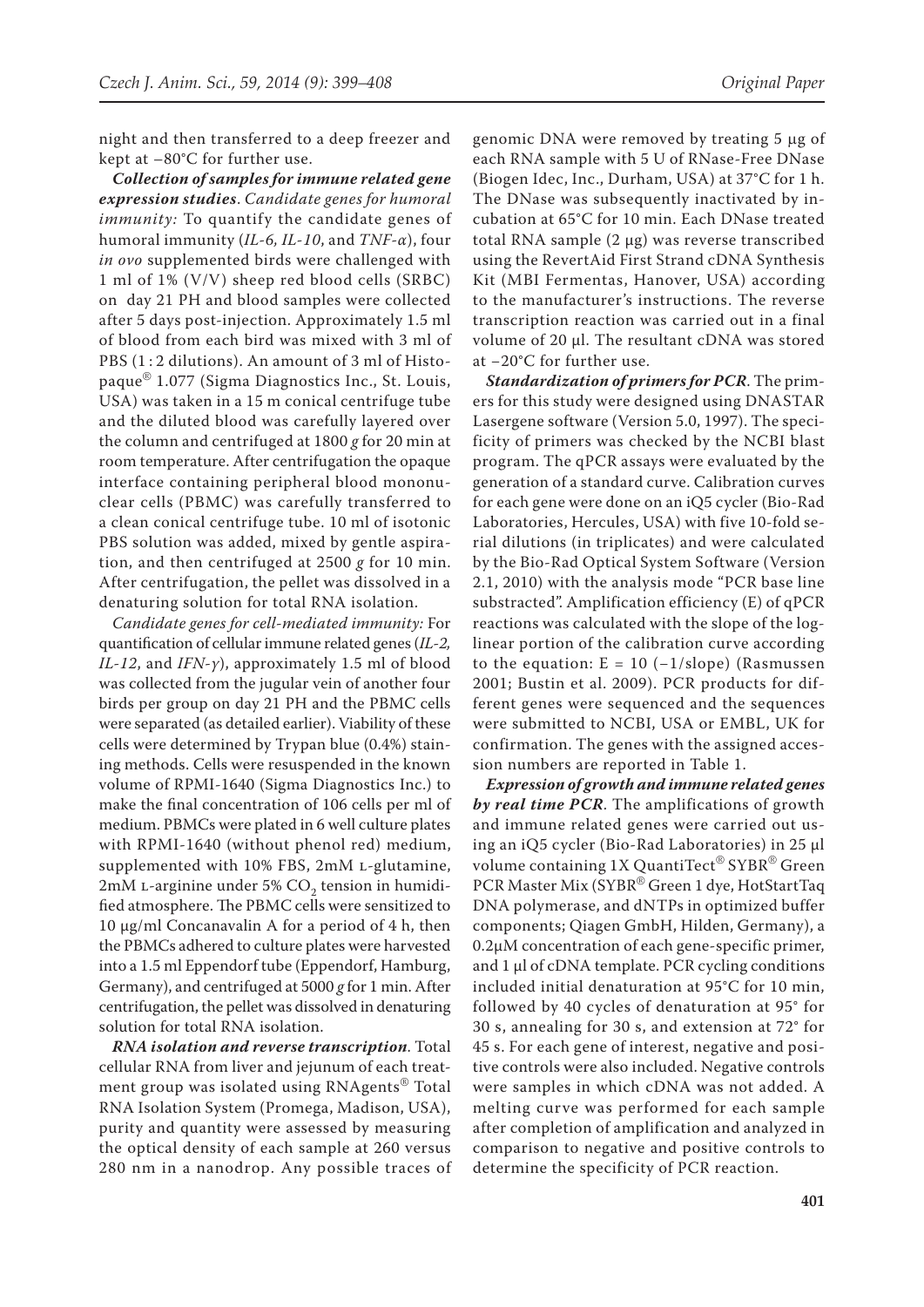night and then transferred to a deep freezer and kept at −80°C for further use.

***Collection of samples for immune related gene expression studies***. *Candidate genes for humoral immunity:* To quantify the candidate genes of humoral immunity (*IL-6, IL-10*, and *TNF-α*), four *in ovo* supplemented birds were challenged with 1 ml of 1% (V/V) sheep red blood cells (SRBC) on day 21 PH and blood samples were collected after 5 days post-injection. Approximately 1.5 ml of blood from each bird was mixed with 3 ml of PBS (1 : 2 dilutions). An amount of 3 ml of Histopaque® 1.077 (Sigma Diagnostics Inc., St. Louis, USA) was taken in a 15 m conical centrifuge tube and the diluted blood was carefully layered over the column and centrifuged at 1800 *g* for 20 min at room temperature. After centrifugation the opaque interface containing peripheral blood mononuclear cells (PBMC) was carefully transferred to a clean conical centrifuge tube. 10 ml of isotonic PBS solution was added, mixed by gentle aspiration, and then centrifuged at 2500 *g* for 10 min. After centrifugation, the pellet was dissolved in a denaturing solution for total RNA isolation.

*Candidate genes for cell-mediated immunity:* For quantification of cellular immune related genes (*IL-2, IL-12*, and *IFN-γ*), approximately 1.5 ml of blood was collected from the jugular vein of another four birds per group on day 21 PH and the PBMC cells were separated (as detailed earlier). Viability of these cells were determined by Trypan blue (0.4%) staining methods. Cells were resuspended in the known volume of RPMI-1640 (Sigma Diagnostics Inc.) to make the final concentration of 106 cells per ml of medium. PBMCs were plated in 6 well culture plates with RPMI-1640 (without phenol red) medium, supplemented with 10% FBS, 2mM L-glutamine, 2mM L-arginine under 5% $CO_2$ tension in humidified atmosphere. The PBMC cells were sensitized to 10 µg/ml Concanavalin A for a period of 4 h, then the PBMCs adhered to culture plates were harvested into a 1.5 ml Eppendorf tube (Eppendorf, Hamburg, Germany), and centrifuged at 5000 *g* for 1 min. After centrifugation, the pellet was dissolved in denaturing solution for total RNA isolation.

***RNA isolation and reverse transcription***. Total cellular RNA from liver and jejunum of each treatment group was isolated using RNAgents® Total RNA Isolation System (Promega, Madison, USA), purity and quantity were assessed by measuring the optical density of each sample at 260 versus 280 nm in a nanodrop. Any possible traces of genomic DNA were removed by treating 5 µg of each RNA sample with 5 U of RNase-Free DNase (Biogen Idec, Inc., Durham, USA) at 37°C for 1 h. The DNase was subsequently inactivated by incubation at 65°C for 10 min. Each DNase treated total RNA sample (2 µg) was reverse transcribed using the RevertAid First Strand cDNA Synthesis Kit (MBI Fermentas, Hanover, USA) according to the manufacturer's instructions. The reverse transcription reaction was carried out in a final volume of 20 µl. The resultant cDNA was stored at −20°C for further use.

***Standardization of primers for PCR***. The primers for this study were designed using DNASTAR Lasergene software (Version 5.0, 1997). The specificity of primers was checked by the NCBI blast program. The qPCR assays were evaluated by the generation of a standard curve. Calibration curves for each gene were done on an iQ5 cycler (Bio-Rad Laboratories, Hercules, USA) with five 10-fold serial dilutions (in triplicates) and were calculated by the Bio-Rad Optical System Software (Version 2.1, 2010) with the analysis mode "PCR base line substracted". Amplification efficiency (E) of qPCR reactions was calculated with the slope of the log-linear portion of the calibration curve according to the equation: $E = 10\ (-1/\text{slope})$ (Rasmussen 2001; Bustin et al. 2009). PCR products for different genes were sequenced and the sequences were submitted to NCBI, USA or EMBL, UK for confirmation. The genes with the assigned accession numbers are reported in Table 1.

***Expression of growth and immune related genes by real time PCR***. The amplifications of growth and immune related genes were carried out using an iQ5 cycler (Bio-Rad Laboratories) in 25 µl volume containing 1X QuantiTect® SYBR® Green PCR Master Mix (SYBR® Green 1 dye, HotStartTaq DNA polymerase, and dNTPs in optimized buffer components; Qiagen GmbH, Hilden, Germany), a 0.2µM concentration of each gene-specific primer, and 1 µl of cDNA template. PCR cycling conditions included initial denaturation at 95°C for 10 min, followed by 40 cycles of denaturation at 95° for 30 s, annealing for 30 s, and extension at 72° for 45 s. For each gene of interest, negative and positive controls were also included. Negative controls were samples in which cDNA was not added. A melting curve was performed for each sample after completion of amplification and analyzed in comparison to negative and positive controls to determine the specificity of PCR reaction.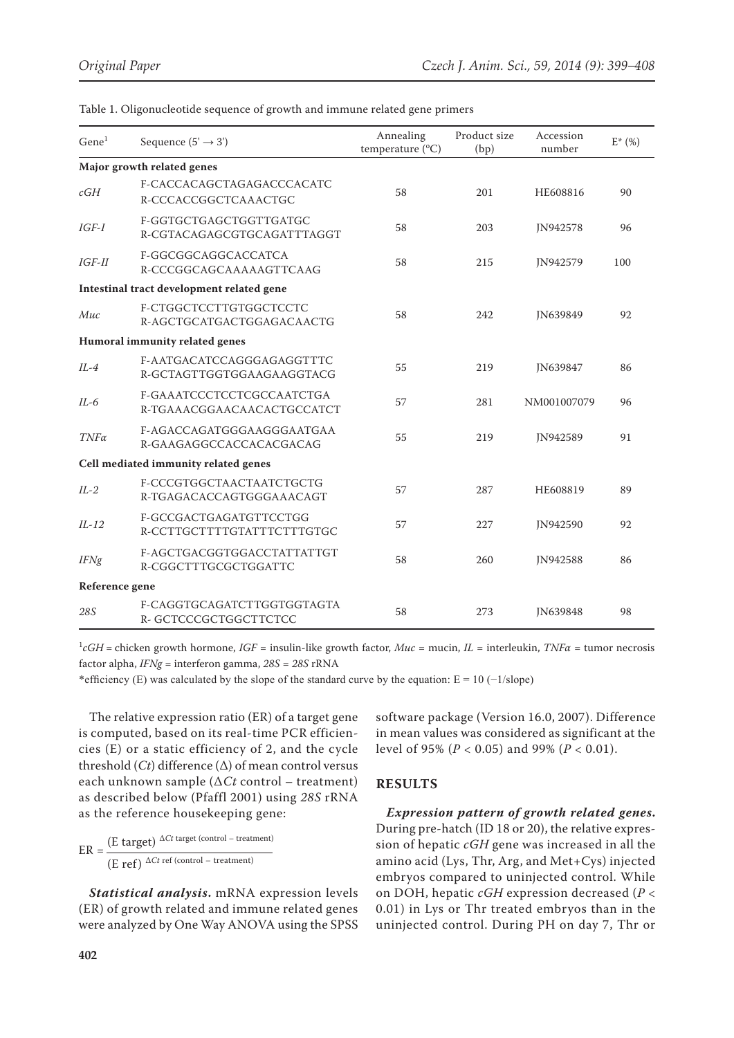Table 1. Oligonucleotide sequence of growth and immune related gene primers

| Gene[1] | Sequence (5' → 3') | Annealing temperature (°C) | Product size (bp) | Accession number | E* (%) |
|---|---|---|---|---|---|
| **Major growth related genes** | | | | | |
| *cGH* | F-CACCACAGCTAGAGACCCACATC<br>R-CCCACCGGCTCAAACTGC | 58 | 201 | HE608816 | 90 |
| *IGF-I* | F-GGTGCTGAGCTGGTTGATGC<br>R-CGTACAGAGCGTGCAGATTTAGGT | 58 | 203 | JN942578 | 96 |
| *IGF-II* | F-GGCGGCAGGCACCATCA<br>R-CCCGGCAGCAAAAAGTTCAAG | 58 | 215 | JN942579 | 100 |
| **Intestinal tract development related gene** | | | | | |
| *Muc* | F-CTGGCTCCTTGTGGCTCCTC<br>R-AGCTGCATGACTGGAGACAACTG | 58 | 242 | JN639849 | 92 |
| **Humoral immunity related genes** | | | | | |
| *IL-4* | F-AATGACATCCAGGGAGAGGTTTC<br>R-GCTAGTTGGTGGAAGAAGGTACG | 55 | 219 | JN639847 | 86 |
| *IL-6* | F-GAAATCCCTCCTCGCCAATCTGA<br>R-TGAAACGGAACAACACTGCCATCT | 57 | 281 | NM001007079 | 96 |
| *TNFα* | F-AGACCAGATGGGAAGGGAATGAA<br>R-GAAGAGGCCACCACACGACAG | 55 | 219 | JN942589 | 91 |
| **Cell mediated immunity related genes** | | | | | |
| *IL-2* | F-CCCGTGGCTAACTAATCTGCTG<br>R-TGAGACACCAGTGGGAAACAGT | 57 | 287 | HE608819 | 89 |
| *IL-12* | F-GCCGACTGAGATGTTCCTGG<br>R-CCTTGCTTTTGTATTTCTTTGTGC | 57 | 227 | JN942590 | 92 |
| *IFNg* | F-AGCTGACGGTGGACCTATTATTGT<br>R-CGGCTTTGCGCTGGATTC | 58 | 260 | JN942588 | 86 |
| **Reference gene** | | | | | |
| *28S* | F-CAGGTGCAGATCTTGGTGGTAGTA<br>R- GCTCCCGCTGGCTTCTCC | 58 | 273 | JN639848 | 98 |

[1]*cGH* = chicken growth hormone, *IGF* = insulin-like growth factor, *Muc* = mucin, *IL* = interleukin, *TNFα* = tumor necrosis factor alpha, *IFNg* = interferon gamma, *28S* = *28S* rRNA

*efficiency (E) was calculated by the slope of the standard curve by the equation: E = 10 (−1/slope)

The relative expression ratio (ER) of a target gene is computed, based on its real-time PCR efficiencies (E) or a static efficiency of 2, and the cycle threshold (*Ct*) difference (Δ) of mean control versus each unknown sample (Δ*Ct* control – treatment) as described below (Pfaffl 2001) using *28S* rRNA as the reference housekeeping gene:

$$ER = \frac{(\text{E target})^{\Delta Ct \text{ target (control – treatment)}}}{(\text{E ref})^{\Delta Ct \text{ ref (control – treatment)}}}$$

***Statistical analysis.*** mRNA expression levels (ER) of growth related and immune related genes were analyzed by One Way ANOVA using the SPSS software package (Version 16.0, 2007). Difference in mean values was considered as significant at the level of 95% ($P < 0.05$) and 99% ($P < 0.01$).

## RESULTS

***Expression pattern of growth related genes.*** During pre-hatch (ID 18 or 20), the relative expression of hepatic *cGH* gene was increased in all the amino acid (Lys, Thr, Arg, and Met+Cys) injected embryos compared to uninjected control. While on DOH, hepatic *cGH* expression decreased ($P < 0.01$) in Lys or Thr treated embryos than in the uninjected control. During PH on day 7, Thr or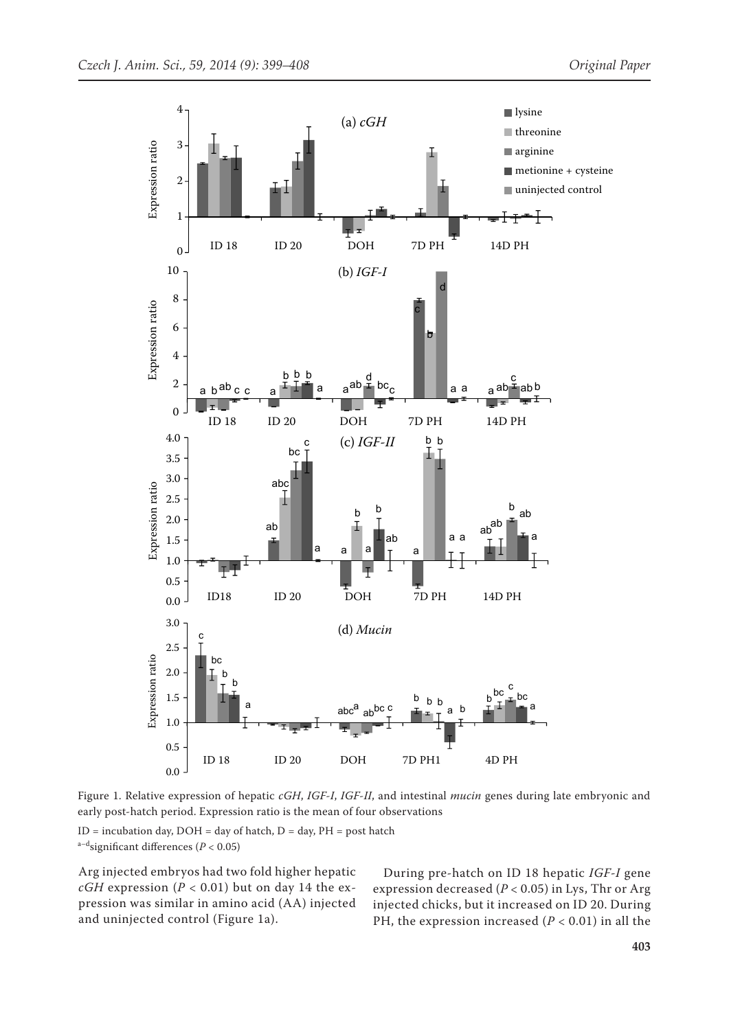Figure 1. Relative expression of hepatic *cGH*, *IGF-I*, *IGF-II*, and intestinal *mucin* genes during late embryonic and early post-hatch period. Expression ratio is the mean of four observations

ID = incubation day, DOH = day of hatch, D = day, PH = post hatch

[a–d]significant differences ($P < 0.05$)

Arg injected embryos had two fold higher hepatic *cGH* expression ($P < 0.01$) but on day 14 the expression was similar in amino acid (AA) injected and uninjected control (Figure 1a).

During pre-hatch on ID 18 hepatic *IGF-I* gene expression decreased ($P < 0.05$) in Lys, Thr or Arg injected chicks, but it increased on ID 20. During PH, the expression increased ($P < 0.01$) in all the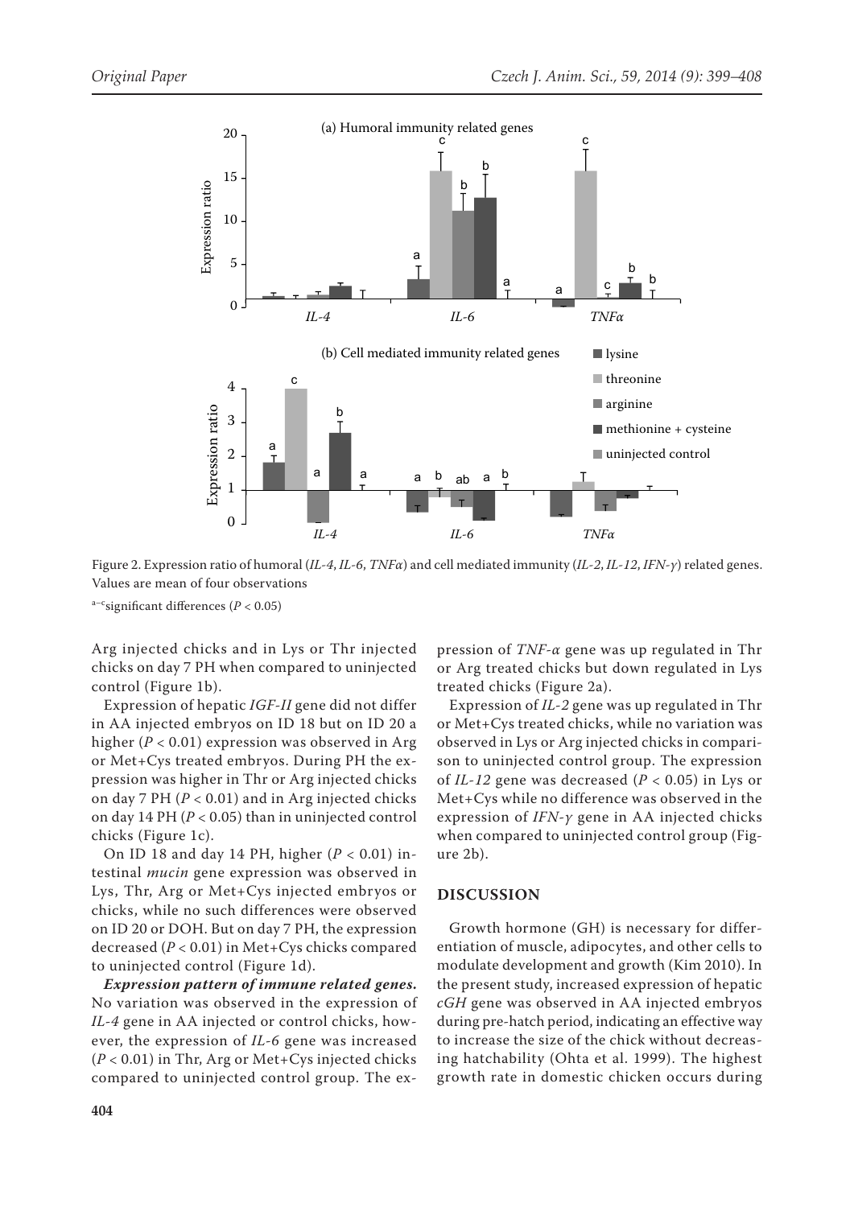Figure 2. Expression ratio of humoral (*IL-4*, *IL-6*, *TNFα*) and cell mediated immunity (*IL-2*, *IL-12*, *IFN-γ*) related genes. Values are mean of four observations

[a–c]significant differences ($P < 0.05$)

Arg injected chicks and in Lys or Thr injected chicks on day 7 PH when compared to uninjected control (Figure 1b).

Expression of hepatic *IGF-II* gene did not differ in AA injected embryos on ID 18 but on ID 20 a higher ($P < 0.01$) expression was observed in Arg or Met+Cys treated embryos. During PH the expression was higher in Thr or Arg injected chicks on day 7 PH ($P < 0.01$) and in Arg injected chicks on day 14 PH ($P < 0.05$) than in uninjected control chicks (Figure 1c).

On ID 18 and day 14 PH, higher ($P < 0.01$) intestinal *mucin* gene expression was observed in Lys, Thr, Arg or Met+Cys injected embryos or chicks, while no such differences were observed on ID 20 or DOH. But on day 7 PH, the expression decreased ($P < 0.01$) in Met+Cys chicks compared to uninjected control (Figure 1d).

***Expression pattern of immune related genes.*** No variation was observed in the expression of *IL-4* gene in AA injected or control chicks, however, the expression of *IL-6* gene was increased ($P < 0.01$) in Thr, Arg or Met+Cys injected chicks compared to uninjected control group. The expression of *TNF-α* gene was up regulated in Thr or Arg treated chicks but down regulated in Lys treated chicks (Figure 2a).

Expression of *IL-2* gene was up regulated in Thr or Met+Cys treated chicks, while no variation was observed in Lys or Arg injected chicks in comparison to uninjected control group. The expression of *IL-12* gene was decreased ($P < 0.05$) in Lys or Met+Cys while no difference was observed in the expression of *IFN-γ* gene in AA injected chicks when compared to uninjected control group (Figure 2b).

## DISCUSSION

Growth hormone (GH) is necessary for differentiation of muscle, adipocytes, and other cells to modulate development and growth (Kim 2010). In the present study, increased expression of hepatic *cGH* gene was observed in AA injected embryos during pre-hatch period, indicating an effective way to increase the size of the chick without decreasing hatchability (Ohta et al. 1999). The highest growth rate in domestic chicken occurs during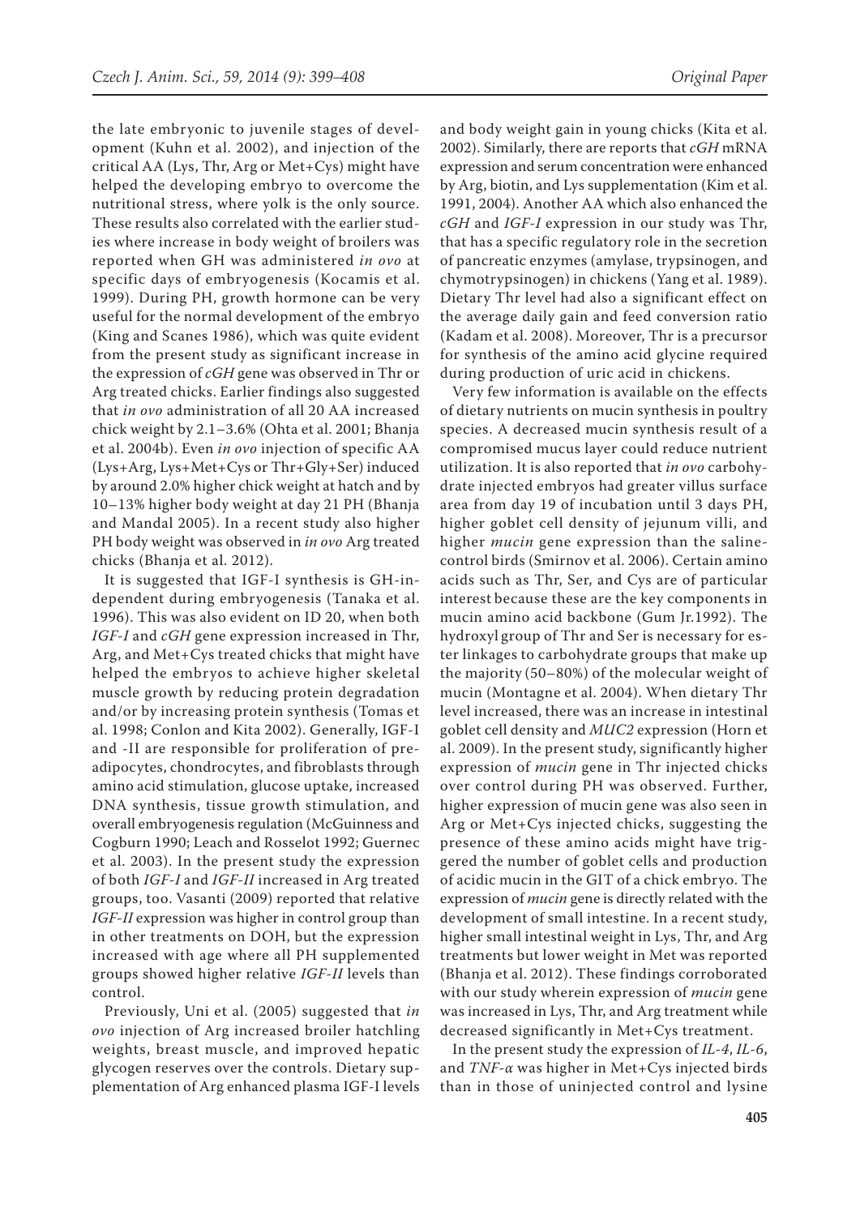the late embryonic to juvenile stages of development (Kuhn et al. 2002), and injection of the critical AA (Lys, Thr, Arg or Met+Cys) might have helped the developing embryo to overcome the nutritional stress, where yolk is the only source. These results also correlated with the earlier studies where increase in body weight of broilers was reported when GH was administered *in ovo* at specific days of embryogenesis (Kocamis et al. 1999). During PH, growth hormone can be very useful for the normal development of the embryo (King and Scanes 1986), which was quite evident from the present study as significant increase in the expression of *cGH* gene was observed in Thr or Arg treated chicks. Earlier findings also suggested that *in ovo* administration of all 20 AA increased chick weight by 2.1–3.6% (Ohta et al. 2001; Bhanja et al. 2004b). Even *in ovo* injection of specific AA (Lys+Arg, Lys+Met+Cys or Thr+Gly+Ser) induced by around 2.0% higher chick weight at hatch and by 10–13% higher body weight at day 21 PH (Bhanja and Mandal 2005). In a recent study also higher PH body weight was observed in *in ovo* Arg treated chicks (Bhanja et al. 2012).

It is suggested that IGF-I synthesis is GH-independent during embryogenesis (Tanaka et al. 1996). This was also evident on ID 20, when both *IGF-I* and *cGH* gene expression increased in Thr, Arg, and Met+Cys treated chicks that might have helped the embryos to achieve higher skeletal muscle growth by reducing protein degradation and/or by increasing protein synthesis (Tomas et al. 1998; Conlon and Kita 2002). Generally, IGF-I and -II are responsible for proliferation of preadipocytes, chondrocytes, and fibroblasts through amino acid stimulation, glucose uptake, increased DNA synthesis, tissue growth stimulation, and overall embryogenesis regulation (McGuinness and Cogburn 1990; Leach and Rosselot 1992; Guernec et al. 2003). In the present study the expression of both *IGF-I* and *IGF-II* increased in Arg treated groups, too. Vasanti (2009) reported that relative *IGF-II* expression was higher in control group than in other treatments on DOH, but the expression increased with age where all PH supplemented groups showed higher relative *IGF-II* levels than control.

Previously, Uni et al. (2005) suggested that *in ovo* injection of Arg increased broiler hatchling weights, breast muscle, and improved hepatic glycogen reserves over the controls. Dietary supplementation of Arg enhanced plasma IGF-I levels and body weight gain in young chicks (Kita et al. 2002). Similarly, there are reports that *cGH* mRNA expression and serum concentration were enhanced by Arg, biotin, and Lys supplementation (Kim et al. 1991, 2004). Another AA which also enhanced the *cGH* and *IGF-I* expression in our study was Thr, that has a specific regulatory role in the secretion of pancreatic enzymes (amylase, trypsinogen, and chymotrypsinogen) in chickens (Yang et al. 1989). Dietary Thr level had also a significant effect on the average daily gain and feed conversion ratio (Kadam et al. 2008). Moreover, Thr is a precursor for synthesis of the amino acid glycine required during production of uric acid in chickens.

Very few information is available on the effects of dietary nutrients on mucin synthesis in poultry species. A decreased mucin synthesis result of a compromised mucus layer could reduce nutrient utilization. It is also reported that *in ovo* carbohydrate injected embryos had greater villus surface area from day 19 of incubation until 3 days PH, higher goblet cell density of jejunum villi, and higher *mucin* gene expression than the saline-control birds (Smirnov et al. 2006). Certain amino acids such as Thr, Ser, and Cys are of particular interest because these are the key components in mucin amino acid backbone (Gum Jr.1992). The hydroxyl group of Thr and Ser is necessary for ester linkages to carbohydrate groups that make up the majority (50–80%) of the molecular weight of mucin (Montagne et al. 2004). When dietary Thr level increased, there was an increase in intestinal goblet cell density and *MUC2* expression (Horn et al. 2009). In the present study, significantly higher expression of *mucin* gene in Thr injected chicks over control during PH was observed. Further, higher expression of mucin gene was also seen in Arg or Met+Cys injected chicks, suggesting the presence of these amino acids might have triggered the number of goblet cells and production of acidic mucin in the GIT of a chick embryo. The expression of *mucin* gene is directly related with the development of small intestine. In a recent study, higher small intestinal weight in Lys, Thr, and Arg treatments but lower weight in Met was reported (Bhanja et al. 2012). These findings corroborated with our study wherein expression of *mucin* gene was increased in Lys, Thr, and Arg treatment while decreased significantly in Met+Cys treatment.

In the present study the expression of *IL-4*, *IL-6*, and *TNF-α* was higher in Met+Cys injected birds than in those of uninjected control and lysine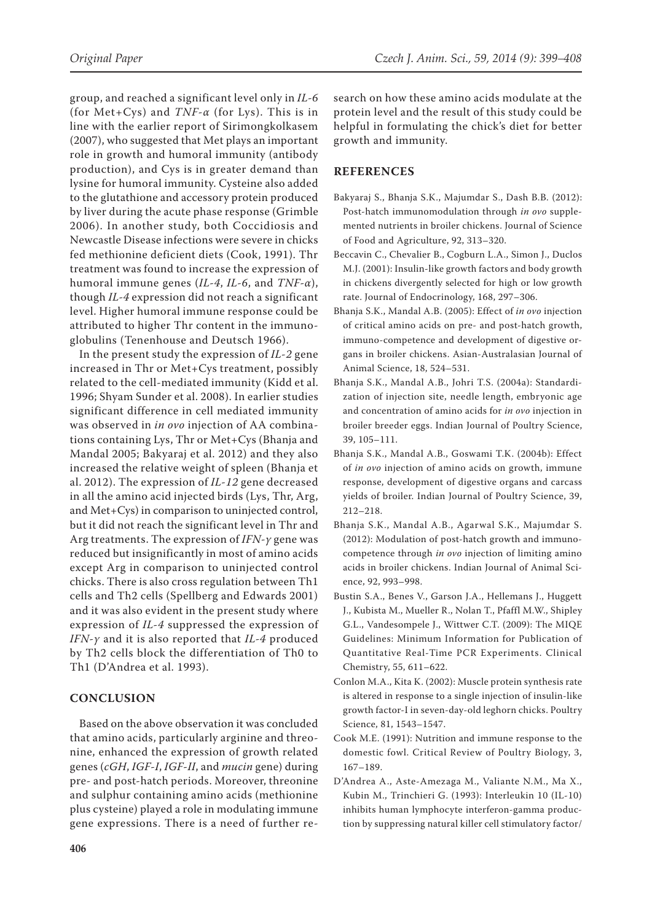group, and reached a significant level only in *IL-6* (for Met+Cys) and *TNF-α* (for Lys). This is in line with the earlier report of Sirimongkolkasem (2007), who suggested that Met plays an important role in growth and humoral immunity (antibody production), and Cys is in greater demand than lysine for humoral immunity. Cysteine also added to the glutathione and accessory protein produced by liver during the acute phase response (Grimble 2006). In another study, both Coccidiosis and Newcastle Disease infections were severe in chicks fed methionine deficient diets (Cook, 1991). Thr treatment was found to increase the expression of humoral immune genes (*IL-4*, *IL-6*, and *TNF-α*), though *IL-4* expression did not reach a significant level. Higher humoral immune response could be attributed to higher Thr content in the immunoglobulins (Tenenhouse and Deutsch 1966).

In the present study the expression of *IL-2* gene increased in Thr or Met+Cys treatment, possibly related to the cell-mediated immunity (Kidd et al. 1996; Shyam Sunder et al. 2008). In earlier studies significant difference in cell mediated immunity was observed in *in ovo* injection of AA combinations containing Lys, Thr or Met+Cys (Bhanja and Mandal 2005; Bakyaraj et al. 2012) and they also increased the relative weight of spleen (Bhanja et al. 2012). The expression of *IL-12* gene decreased in all the amino acid injected birds (Lys, Thr, Arg, and Met+Cys) in comparison to uninjected control, but it did not reach the significant level in Thr and Arg treatments. The expression of *IFN-γ* gene was reduced but insignificantly in most of amino acids except Arg in comparison to uninjected control chicks. There is also cross regulation between Th1 cells and Th2 cells (Spellberg and Edwards 2001) and it was also evident in the present study where expression of *IL-4* suppressed the expression of *IFN-γ* and it is also reported that *IL-4* produced by Th2 cells block the differentiation of Th0 to Th1 (D'Andrea et al. 1993).

## CONCLUSION

Based on the above observation it was concluded that amino acids, particularly arginine and threonine, enhanced the expression of growth related genes (*cGH*, *IGF-I*, *IGF-II*, and *mucin* gene) during pre- and post-hatch periods. Moreover, threonine and sulphur containing amino acids (methionine plus cysteine) played a role in modulating immune gene expressions. There is a need of further research on how these amino acids modulate at the protein level and the result of this study could be helpful in formulating the chick's diet for better growth and immunity.

## REFERENCES

Bakyaraj S., Bhanja S.K., Majumdar S., Dash B.B. (2012): Post-hatch immunomodulation through *in ovo* supplemented nutrients in broiler chickens. Journal of Science of Food and Agriculture, 92, 313–320.

Beccavin C., Chevalier B., Cogburn L.A., Simon J., Duclos M.J. (2001): Insulin-like growth factors and body growth in chickens divergently selected for high or low growth rate. Journal of Endocrinology, 168, 297–306.

Bhanja S.K., Mandal A.B. (2005): Effect of *in ovo* injection of critical amino acids on pre- and post-hatch growth, immuno-competence and development of digestive organs in broiler chickens. Asian-Australasian Journal of Animal Science, 18, 524–531.

Bhanja S.K., Mandal A.B., Johri T.S. (2004a): Standardization of injection site, needle length, embryonic age and concentration of amino acids for *in ovo* injection in broiler breeder eggs. Indian Journal of Poultry Science, 39, 105–111.

Bhanja S.K., Mandal A.B., Goswami T.K. (2004b): Effect of *in ovo* injection of amino acids on growth, immune response, development of digestive organs and carcass yields of broiler. Indian Journal of Poultry Science, 39, 212–218.

Bhanja S.K., Mandal A.B., Agarwal S.K., Majumdar S. (2012): Modulation of post-hatch growth and immunocompetence through *in ovo* injection of limiting amino acids in broiler chickens. Indian Journal of Animal Science, 92, 993–998.

Bustin S.A., Benes V., Garson J.A., Hellemans J., Huggett J., Kubista M., Mueller R., Nolan T., Pfaffl M.W., Shipley G.L., Vandesompele J., Wittwer C.T. (2009): The MIQE Guidelines: Minimum Information for Publication of Quantitative Real-Time PCR Experiments. Clinical Chemistry, 55, 611–622.

Conlon M.A., Kita K. (2002): Muscle protein synthesis rate is altered in response to a single injection of insulin-like growth factor-I in seven-day-old leghorn chicks. Poultry Science, 81, 1543–1547.

Cook M.E. (1991): Nutrition and immune response to the domestic fowl. Critical Review of Poultry Biology, 3, 167–189.

D'Andrea A., Aste-Amezaga M., Valiante N.M., Ma X., Kubin M., Trinchieri G. (1993): Interleukin 10 (IL-10) inhibits human lymphocyte interferon-gamma production by suppressing natural killer cell stimulatory factor/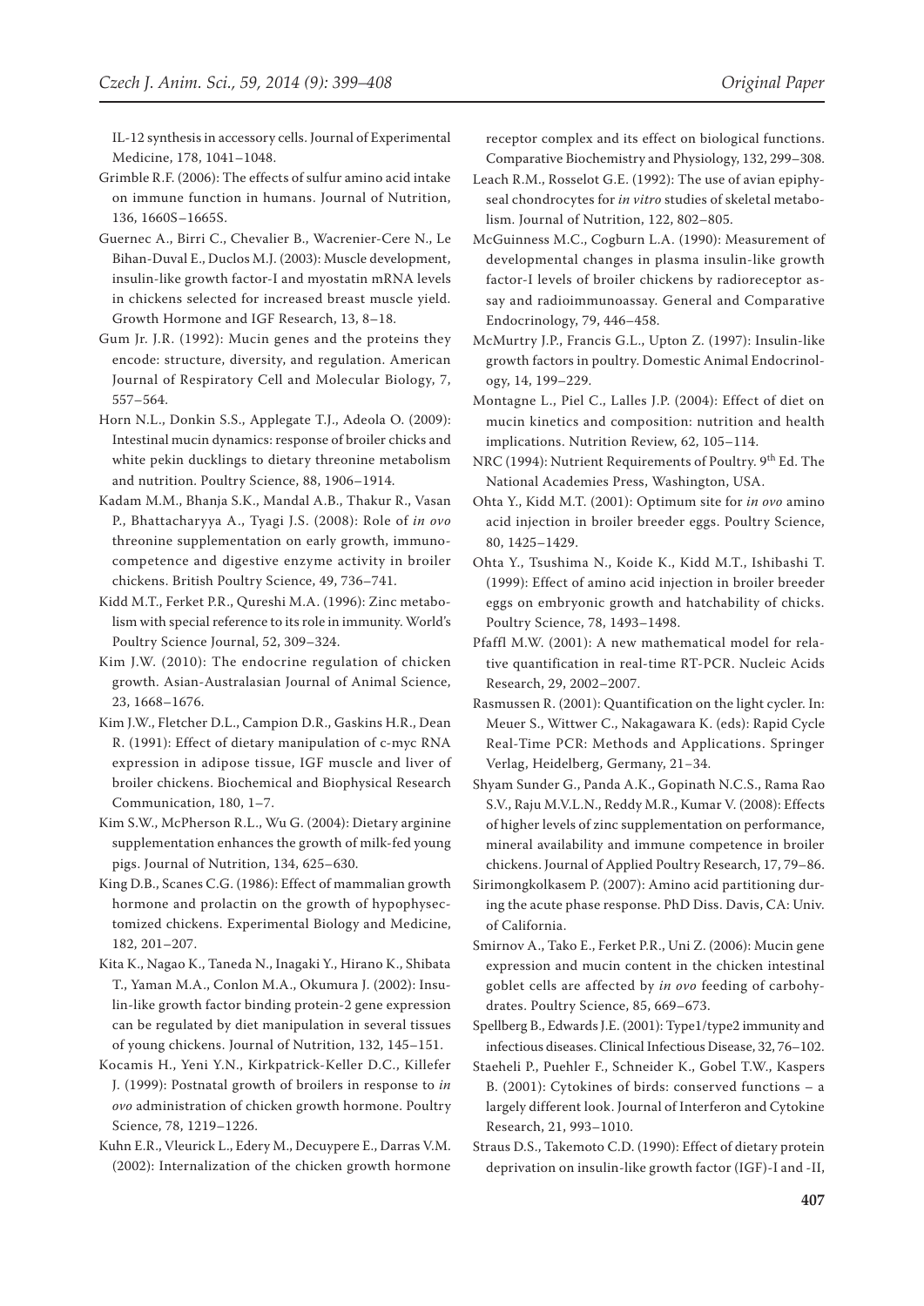IL-12 synthesis in accessory cells. Journal of Experimental Medicine, 178, 1041–1048.

Grimble R.F. (2006): The effects of sulfur amino acid intake on immune function in humans. Journal of Nutrition, 136, 1660S–1665S.

Guernec A., Birri C., Chevalier B., Wacrenier-Cere N., Le Bihan-Duval E., Duclos M.J. (2003): Muscle development, insulin-like growth factor-I and myostatin mRNA levels in chickens selected for increased breast muscle yield. Growth Hormone and IGF Research, 13, 8–18.

Gum Jr. J.R. (1992): Mucin genes and the proteins they encode: structure, diversity, and regulation. American Journal of Respiratory Cell and Molecular Biology, 7, 557–564.

Horn N.L., Donkin S.S., Applegate T.J., Adeola O. (2009): Intestinal mucin dynamics: response of broiler chicks and white pekin ducklings to dietary threonine metabolism and nutrition. Poultry Science, 88, 1906–1914.

Kadam M.M., Bhanja S.K., Mandal A.B., Thakur R., Vasan P., Bhattacharyya A., Tyagi J.S. (2008): Role of *in ovo* threonine supplementation on early growth, immunocompetence and digestive enzyme activity in broiler chickens. British Poultry Science, 49, 736–741.

Kidd M.T., Ferket P.R., Qureshi M.A. (1996): Zinc metabolism with special reference to its role in immunity. World's Poultry Science Journal, 52, 309–324.

Kim J.W. (2010): The endocrine regulation of chicken growth. Asian-Australasian Journal of Animal Science, 23, 1668–1676.

Kim J.W., Fletcher D.L., Campion D.R., Gaskins H.R., Dean R. (1991): Effect of dietary manipulation of c-myc RNA expression in adipose tissue, IGF muscle and liver of broiler chickens. Biochemical and Biophysical Research Communication, 180, 1–7.

Kim S.W., McPherson R.L., Wu G. (2004): Dietary arginine supplementation enhances the growth of milk-fed young pigs. Journal of Nutrition, 134, 625–630.

King D.B., Scanes C.G. (1986): Effect of mammalian growth hormone and prolactin on the growth of hypophysectomized chickens. Experimental Biology and Medicine, 182, 201–207.

Kita K., Nagao K., Taneda N., Inagaki Y., Hirano K., Shibata T., Yaman M.A., Conlon M.A., Okumura J. (2002): Insulin-like growth factor binding protein-2 gene expression can be regulated by diet manipulation in several tissues of young chickens. Journal of Nutrition, 132, 145–151.

Kocamis H., Yeni Y.N., Kirkpatrick-Keller D.C., Killefer J. (1999): Postnatal growth of broilers in response to *in ovo* administration of chicken growth hormone. Poultry Science, 78, 1219–1226.

Kuhn E.R., Vleurick L., Edery M., Decuypere E., Darras V.M. (2002): Internalization of the chicken growth hormone receptor complex and its effect on biological functions. Comparative Biochemistry and Physiology, 132, 299–308.

Leach R.M., Rosselot G.E. (1992): The use of avian epiphyseal chondrocytes for *in vitro* studies of skeletal metabolism. Journal of Nutrition, 122, 802–805.

McGuinness M.C., Cogburn L.A. (1990): Measurement of developmental changes in plasma insulin-like growth factor-I levels of broiler chickens by radioreceptor assay and radioimmunoassay. General and Comparative Endocrinology, 79, 446–458.

McMurtry J.P., Francis G.L., Upton Z. (1997): Insulin-like growth factors in poultry. Domestic Animal Endocrinology, 14, 199–229.

Montagne L., Piel C., Lalles J.P. (2004): Effect of diet on mucin kinetics and composition: nutrition and health implications. Nutrition Review, 62, 105–114.

NRC (1994): Nutrient Requirements of Poultry. 9th Ed. The National Academies Press, Washington, USA.

Ohta Y., Kidd M.T. (2001): Optimum site for *in ovo* amino acid injection in broiler breeder eggs. Poultry Science, 80, 1425–1429.

Ohta Y., Tsushima N., Koide K., Kidd M.T., Ishibashi T. (1999): Effect of amino acid injection in broiler breeder eggs on embryonic growth and hatchability of chicks. Poultry Science, 78, 1493–1498.

Pfaffl M.W. (2001): A new mathematical model for relative quantification in real-time RT-PCR. Nucleic Acids Research, 29, 2002–2007.

Rasmussen R. (2001): Quantification on the light cycler. In: Meuer S., Wittwer C., Nakagawara K. (eds): Rapid Cycle Real-Time PCR: Methods and Applications. Springer Verlag, Heidelberg, Germany, 21–34.

Shyam Sunder G., Panda A.K., Gopinath N.C.S., Rama Rao S.V., Raju M.V.L.N., Reddy M.R., Kumar V. (2008): Effects of higher levels of zinc supplementation on performance, mineral availability and immune competence in broiler chickens. Journal of Applied Poultry Research, 17, 79–86.

Sirimongkolkasem P. (2007): Amino acid partitioning during the acute phase response. PhD Diss. Davis, CA: Univ. of California.

Smirnov A., Tako E., Ferket P.R., Uni Z. (2006): Mucin gene expression and mucin content in the chicken intestinal goblet cells are affected by *in ovo* feeding of carbohydrates. Poultry Science, 85, 669–673.

Spellberg B., Edwards J.E. (2001): Type1/type2 immunity and infectious diseases. Clinical Infectious Disease, 32, 76–102.

Staeheli P., Puehler F., Schneider K., Gobel T.W., Kaspers B. (2001): Cytokines of birds: conserved functions – a largely different look. Journal of Interferon and Cytokine Research, 21, 993–1010.

Straus D.S., Takemoto C.D. (1990): Effect of dietary protein deprivation on insulin-like growth factor (IGF)-I and -II,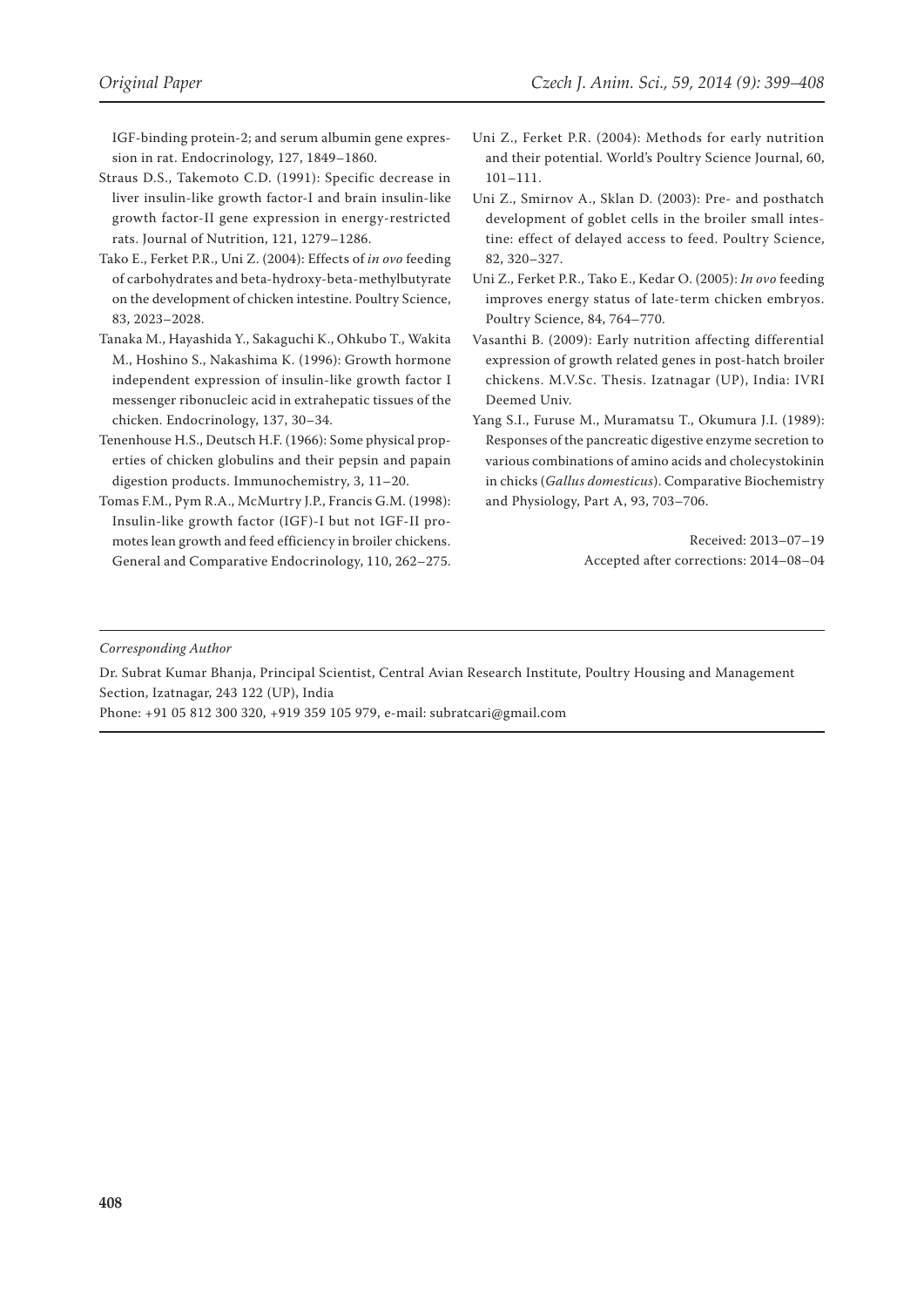IGF-binding protein-2; and serum albumin gene expression in rat. Endocrinology, 127, 1849–1860.

Straus D.S., Takemoto C.D. (1991): Specific decrease in liver insulin-like growth factor-I and brain insulin-like growth factor-II gene expression in energy-restricted rats. Journal of Nutrition, 121, 1279–1286.

Tako E., Ferket P.R., Uni Z. (2004): Effects of *in ovo* feeding of carbohydrates and beta-hydroxy-beta-methylbutyrate on the development of chicken intestine. Poultry Science, 83, 2023–2028.

Tanaka M., Hayashida Y., Sakaguchi K., Ohkubo T., Wakita M., Hoshino S., Nakashima K. (1996): Growth hormone independent expression of insulin-like growth factor I messenger ribonucleic acid in extrahepatic tissues of the chicken. Endocrinology, 137, 30–34.

Tenenhouse H.S., Deutsch H.F. (1966): Some physical properties of chicken globulins and their pepsin and papain digestion products. Immunochemistry, 3, 11–20.

Tomas F.M., Pym R.A., McMurtry J.P., Francis G.M. (1998): Insulin-like growth factor (IGF)-I but not IGF-II promotes lean growth and feed efficiency in broiler chickens. General and Comparative Endocrinology, 110, 262–275.

Uni Z., Ferket P.R. (2004): Methods for early nutrition and their potential. World's Poultry Science Journal, 60, 101–111.

Uni Z., Smirnov A., Sklan D. (2003): Pre- and posthatch development of goblet cells in the broiler small intestine: effect of delayed access to feed. Poultry Science, 82, 320–327.

Uni Z., Ferket P.R., Tako E., Kedar O. (2005): *In ovo* feeding improves energy status of late-term chicken embryos. Poultry Science, 84, 764–770.

Vasanthi B. (2009): Early nutrition affecting differential expression of growth related genes in post-hatch broiler chickens. M.V.Sc. Thesis. Izatnagar (UP), India: IVRI Deemed Univ.

Yang S.I., Furuse M., Muramatsu T., Okumura J.I. (1989): Responses of the pancreatic digestive enzyme secretion to various combinations of amino acids and cholecystokinin in chicks (*Gallus domesticus*). Comparative Biochemistry and Physiology, Part A, 93, 703–706.

Received: 2013–07–19
Accepted after corrections: 2014–08–04

*Corresponding Author*

Dr. Subrat Kumar Bhanja, Principal Scientist, Central Avian Research Institute, Poultry Housing and Management Section, Izatnagar, 243 122 (UP), India
Phone: +91 05 812 300 320, +919 359 105 979, e-mail: subratcari@gmail.com